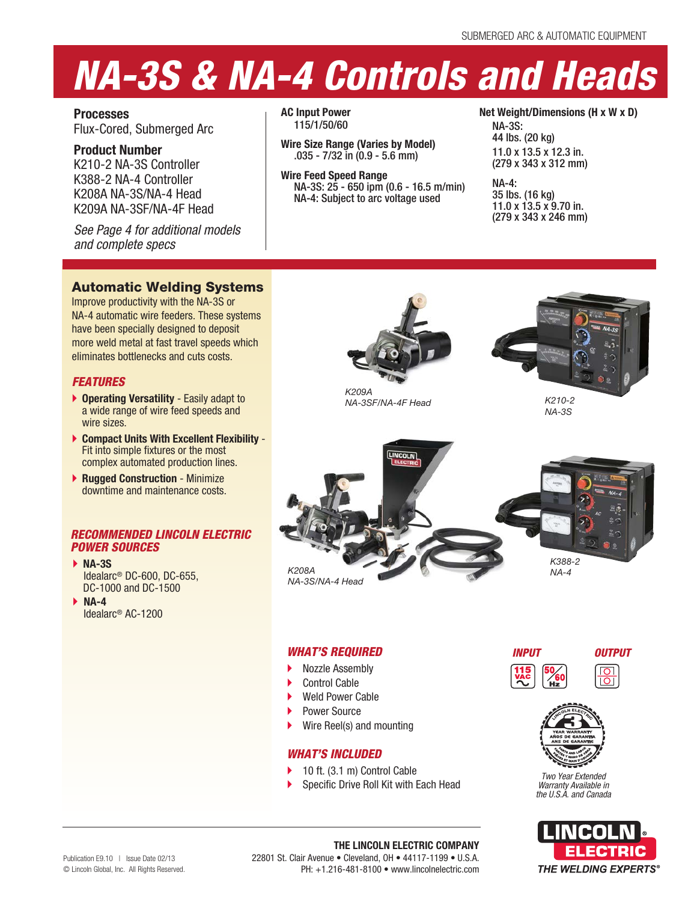SUBMERGED ARC & AUTOMATIC EQUIPMENT

# NA-3S & NA-4 Controls and Heads

**Processes**
Flux-Cored, Submerged Arc

**Product Number**
K210-2 NA-3S Controller
K388-2 NA-4 Controller
K208A NA-3S/NA-4 Head
K209A NA-3SF/NA-4F Head

*See Page 4 for additional models and complete specs*

**AC Input Power**
115/1/50/60

**Wire Size Range (Varies by Model)**
.035 - 7/32 in (0.9 - 5.6 mm)

**Wire Feed Speed Range**
NA-3S: 25 - 650 ipm (0.6 - 16.5 m/min)
NA-4: Subject to arc voltage used

**Net Weight/Dimensions (H x W x D)**

NA-3S:
44 lbs. (20 kg)
11.0 x 13.5 x 12.3 in.
(279 x 343 x 312 mm)

NA-4:
35 lbs. (16 kg)
11.0 x 13.5 x 9.70 in.
(279 x 343 x 246 mm)

## Automatic Welding Systems

Improve productivity with the NA-3S or NA-4 automatic wire feeders. These systems have been specially designed to deposit more weld metal at fast travel speeds which eliminates bottlenecks and cuts costs.

### *FEATURES*

- **Operating Versatility** - Easily adapt to a wide range of wire feed speeds and wire sizes.
- **Compact Units With Excellent Flexibility** - Fit into simple fixtures or the most complex automated production lines.
- **Rugged Construction** - Minimize downtime and maintenance costs.

### *RECOMMENDED LINCOLN ELECTRIC POWER SOURCES*

- **NA-3S**
  Idealarc® DC-600, DC-655, DC-1000 and DC-1500
- **NA-4**
  Idealarc® AC-1200

*K209A*
*NA-3SF/NA-4F Head*

*K210-2*
*NA-3S*

*K208A*
*NA-3S/NA-4 Head*

*K388-2*
*NA-4*

### *WHAT'S REQUIRED*

- Nozzle Assembly
- Control Cable
- Weld Power Cable
- Power Source
- Wire Reel(s) and mounting

### *WHAT'S INCLUDED*

- 10 ft. (3.1 m) Control Cable
- Specific Drive Roll Kit with Each Head

*INPUT* — 115 VAC, 50/60 Hz

*OUTPUT*

3 YEAR WARRANTY

*Two Year Extended Warranty Available in the U.S.A. and Canada*

Publication E9.10 | Issue Date 02/13
© Lincoln Global, Inc. All Rights Reserved.

**THE LINCOLN ELECTRIC COMPANY**
22801 St. Clair Avenue • Cleveland, OH • 44117-1199 • U.S.A.
PH: +1.216-481-8100 • www.lincolnelectric.com

LINCOLN ELECTRIC
THE WELDING EXPERTS®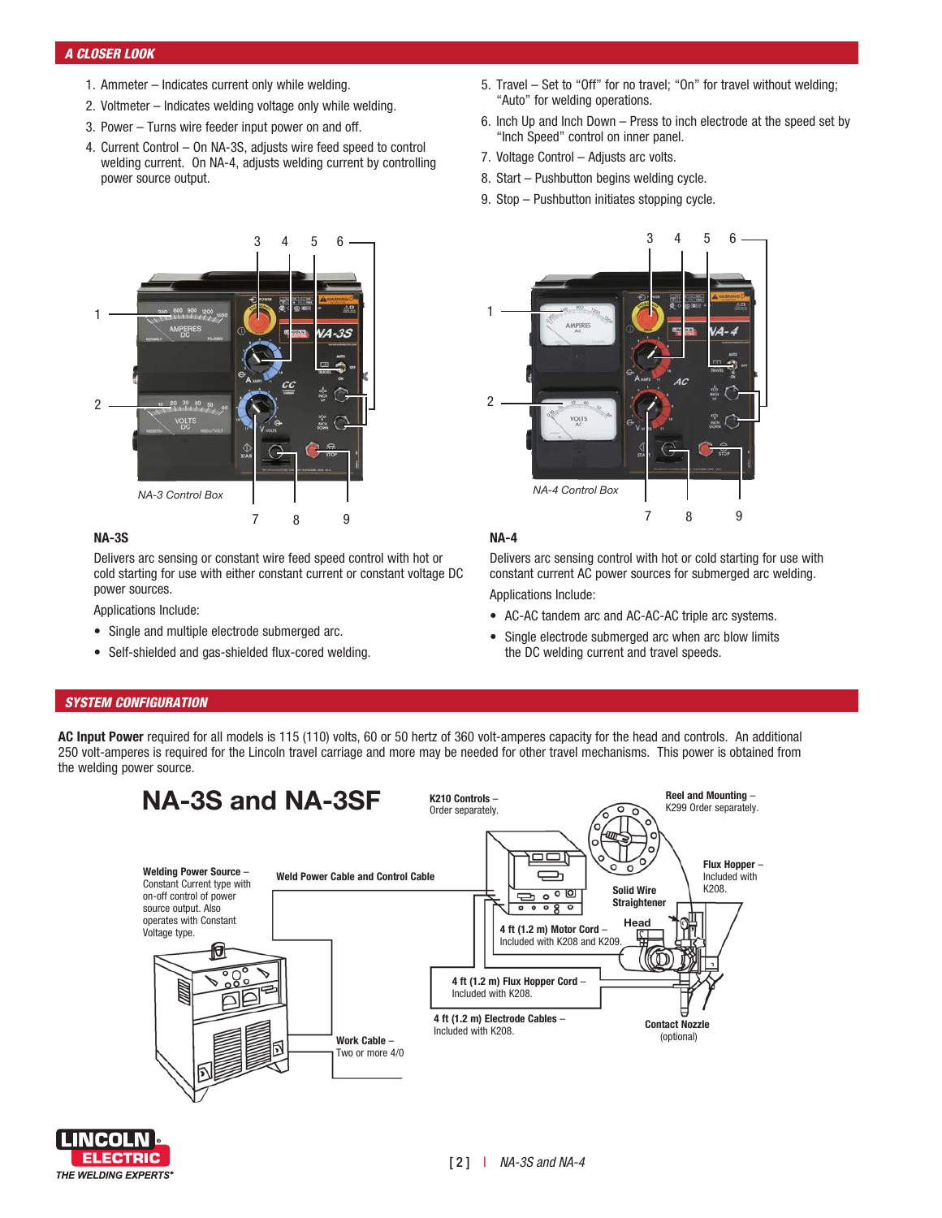## A CLOSER LOOK

1. Ammeter – Indicates current only while welding.
2. Voltmeter – Indicates welding voltage only while welding.
3. Power – Turns wire feeder input power on and off.
4. Current Control – On NA-3S, adjusts wire feed speed to control welding current. On NA-4, adjusts welding current by controlling power source output.
5. Travel – Set to "Off" for no travel; "On" for travel without welding; "Auto" for welding operations.
6. Inch Up and Inch Down – Press to inch electrode at the speed set by "Inch Speed" control on inner panel.
7. Voltage Control – Adjusts arc volts.
8. Start – Pushbutton begins welding cycle.
9. Stop – Pushbutton initiates stopping cycle.

*NA-3 Control Box*

*NA-4 Control Box*

### NA-3S

Delivers arc sensing or constant wire feed speed control with hot or cold starting for use with either constant current or constant voltage DC power sources.

Applications Include:

- Single and multiple electrode submerged arc.
- Self-shielded and gas-shielded flux-cored welding.

### NA-4

Delivers arc sensing control with hot or cold starting for use with constant current AC power sources for submerged arc welding.

Applications Include:

- AC-AC tandem arc and AC-AC-AC triple arc systems.
- Single electrode submerged arc when arc blow limits the DC welding current and travel speeds.

## SYSTEM CONFIGURATION

**AC Input Power** required for all models is 115 (110) volts, 60 or 50 hertz of 360 volt-amperes capacity for the head and controls. An additional 250 volt-amperes is required for the Lincoln travel carriage and more may be needed for other travel mechanisms. This power is obtained from the welding power source.

### NA-3S and NA-3SF

**Welding Power Source** – Constant Current type with on-off control of power source output. Also operates with Constant Voltage type.

**Weld Power Cable and Control Cable**

**K210 Controls** – Order separately.

**Reel and Mounting** – K299 Order separately.

**Flux Hopper** – Included with K208.

**Solid Wire Straightener**

**Head**

**4 ft (1.2 m) Motor Cord** – Included with K208 and K209.

**4 ft (1.2 m) Flux Hopper Cord** – Included with K208.

**4 ft (1.2 m) Electrode Cables** – Included with K208.

**Contact Nozzle** (optional)

**Work Cable** – Two or more 4/0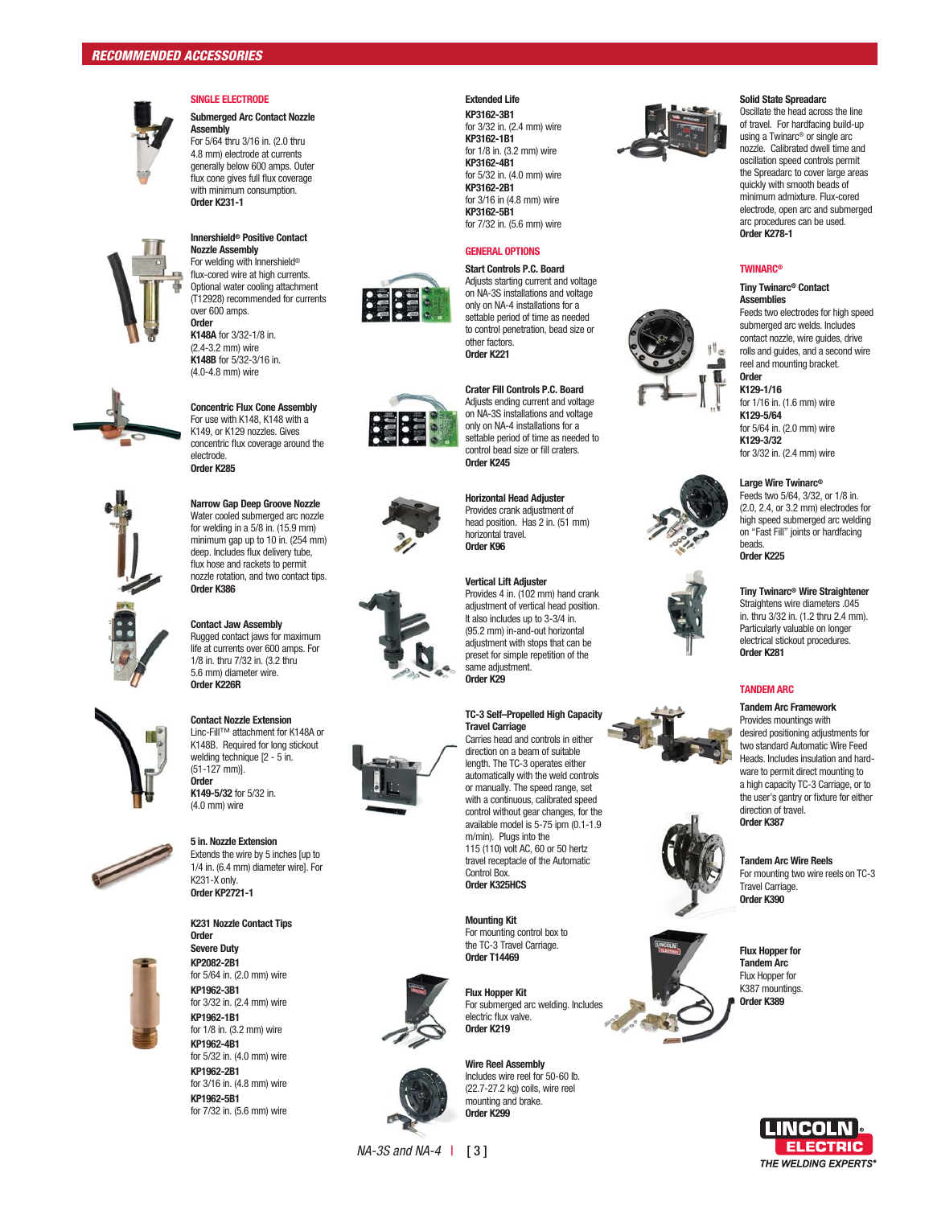## RECOMMENDED ACCESSORIES

### SINGLE ELECTRODE

**Submerged Arc Contact Nozzle Assembly**
For 5/64 thru 3/16 in. (2.0 thru 4.8 mm) electrode at currents generally below 600 amps. Outer flux cone gives full flux coverage with minimum consumption.
**Order K231-1**

**Innershield® Positive Contact Nozzle Assembly**
For welding with Innershield® flux-cored wire at high currents. Optional water cooling attachment (T12928) recommended for currents over 600 amps.
**Order**
**K148A** for 3/32-1/8 in. (2.4-3.2 mm) wire
**K148B** for 5/32-3/16 in. (4.0-4.8 mm) wire

**Concentric Flux Cone Assembly**
For use with K148, K148 with a K149, or K129 nozzles. Gives concentric flux coverage around the electrode.
**Order K285**

**Narrow Gap Deep Groove Nozzle**
Water cooled submerged arc nozzle for welding in a 5/8 in. (15.9 mm) minimum gap up to 10 in. (254 mm) deep. Includes flux delivery tube, flux hose and rackets to permit nozzle rotation, and two contact tips.
**Order K386**

**Contact Jaw Assembly**
Rugged contact jaws for maximum life at currents over 600 amps. For 1/8 in. thru 7/32 in. (3.2 thru 5.6 mm) diameter wire.
**Order K226R**

**Contact Nozzle Extension**
Linc-Fill™ attachment for K148A or K148B. Required for long stickout welding technique [2 - 5 in. (51-127 mm)].
**Order**
**K149-5/32** for 5/32 in. (4.0 mm) wire

**5 in. Nozzle Extension**
Extends the wire by 5 inches [up to 1/4 in. (6.4 mm) diameter wire]. For K231-X only.
**Order KP2721-1**

**K231 Nozzle Contact Tips**
**Order**
**Severe Duty**
**KP2082-2B1** for 5/64 in. (2.0 mm) wire
**KP1962-3B1** for 3/32 in. (2.4 mm) wire
**KP1962-1B1** for 1/8 in. (3.2 mm) wire
**KP1962-4B1** for 5/32 in. (4.0 mm) wire
**KP1962-2B1** for 3/16 in. (4.8 mm) wire
**KP1962-5B1** for 7/32 in. (5.6 mm) wire

**Extended Life**
**KP3162-3B1** for 3/32 in. (2.4 mm) wire
**KP3162-1B1** for 1/8 in. (3.2 mm) wire
**KP3162-4B1** for 5/32 in. (4.0 mm) wire
**KP3162-2B1** for 3/16 in (4.8 mm) wire
**KP3162-5B1** for 7/32 in. (5.6 mm) wire

### GENERAL OPTIONS

**Start Controls P.C. Board**
Adjusts starting current and voltage on NA-3S installations and voltage only on NA-4 installations for a settable period of time as needed to control penetration, bead size or other factors.
**Order K221**

**Crater Fill Controls P.C. Board**
Adjusts ending current and voltage on NA-3S installations and voltage only on NA-4 installations for a settable period of time as needed to control bead size or fill craters.
**Order K245**

**Horizontal Head Adjuster**
Provides crank adjustment of head position. Has 2 in. (51 mm) horizontal travel.
**Order K96**

**Vertical Lift Adjuster**
Provides 4 in. (102 mm) hand crank adjustment of vertical head position. It also includes up to 3-3/4 in. (95.2 mm) in-and-out horizontal adjustment with stops that can be preset for simple repetition of the same adjustment.
**Order K29**

**TC-3 Self–Propelled High Capacity Travel Carriage**
Carries head and controls in either direction on a beam of suitable length. The TC-3 operates either automatically with the weld controls or manually. The speed range, set with a continuous, calibrated speed control without gear changes, for the available model is 5-75 ipm (0.1-1.9 m/min). Plugs into the 115 (110) volt AC, 60 or 50 hertz travel receptacle of the Automatic Control Box.
**Order K325HCS**

**Mounting Kit**
For mounting control box to the TC-3 Travel Carriage.
**Order T14469**

**Flux Hopper Kit**
For submerged arc welding. Includes electric flux valve.
**Order K219**

**Wire Reel Assembly**
Includes wire reel for 50-60 lb. (22.7-27.2 kg) coils, wire reel mounting and brake.
**Order K299**

**Solid State Spreadarc**
Oscillate the head across the line of travel. For hardfacing build-up using a Twinarc® or single arc nozzle. Calibrated dwell time and oscillation speed controls permit the Spreadarc to cover large areas quickly with smooth beads of minimum admixture. Flux-cored electrode, open arc and submerged arc procedures can be used.
**Order K278-1**

### TWINARC®

**Tiny Twinarc® Contact Assemblies**
Feeds two electrodes for high speed submerged arc welds. Includes contact nozzle, wire guides, drive rolls and guides, and a second wire reel and mounting bracket.
**Order**
**K129-1/16** for 1/16 in. (1.6 mm) wire
**K129-5/64** for 5/64 in. (2.0 mm) wire
**K129-3/32** for 3/32 in. (2.4 mm) wire

**Large Wire Twinarc®**
Feeds two 5/64, 3/32, or 1/8 in. (2.0, 2.4, or 3.2 mm) electrodes for high speed submerged arc welding on "Fast Fill" joints or hardfacing beads.
**Order K225**

**Tiny Twinarc® Wire Straightener**
Straightens wire diameters .045 in. thru 3/32 in. (1.2 thru 2.4 mm). Particularly valuable on longer electrical stickout procedures.
**Order K281**

### TANDEM ARC

**Tandem Arc Framework**
Provides mountings with desired positioning adjustments for two standard Automatic Wire Feed Heads. Includes insulation and hardware to permit direct mounting to a high capacity TC-3 Carriage, or to the user's gantry or fixture for either direction of travel.
**Order K387**

**Tandem Arc Wire Reels**
For mounting two wire reels on TC-3 Travel Carriage.
**Order K390**

**Flux Hopper for Tandem Arc**
Flux Hopper for K387 mountings.
**Order K389**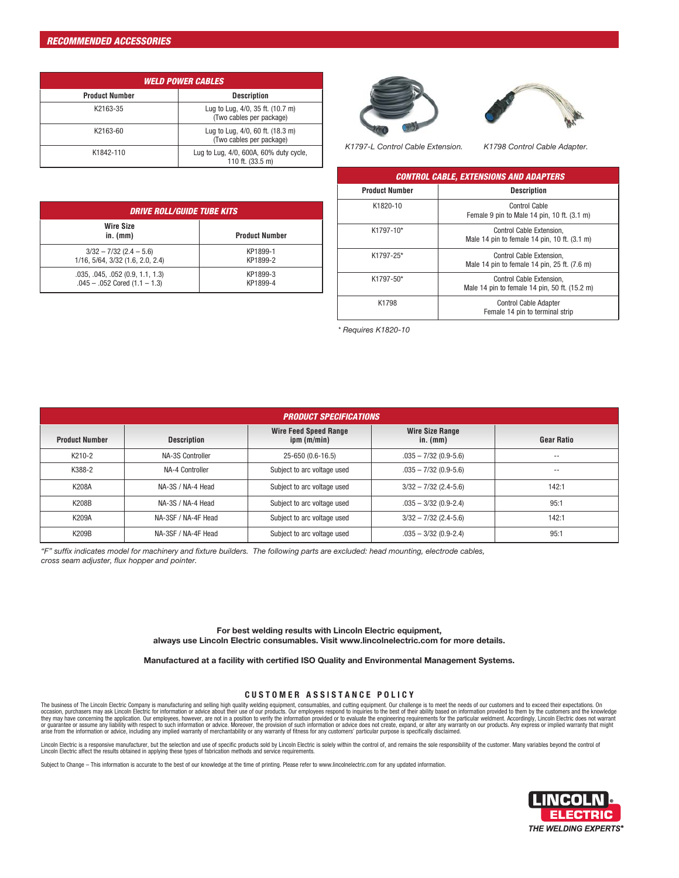## RECOMMENDED ACCESSORIES

| WELD POWER CABLES | |
|---|---|
| **Product Number** | **Description** |
| K2163-35 | Lug to Lug, 4/0, 35 ft. (10.7 m) (Two cables per package) |
| K2163-60 | Lug to Lug, 4/0, 60 ft. (18.3 m) (Two cables per package) |
| K1842-110 | Lug to Lug, 4/0, 600A, 60% duty cycle, 110 ft. (33.5 m) |

| DRIVE ROLL/GUIDE TUBE KITS | |
|---|---|
| **Wire Size in. (mm)** | **Product Number** |
| 3/32 – 7/32 (2.4 – 5.6)<br>1/16, 5/64, 3/32 (1.6, 2.0, 2.4) | KP1899-1<br>KP1899-2 |
| .035, .045, .052 (0.9, 1.1, 1.3)<br>.045 – .052 Cored (1.1 – 1.3) | KP1899-3<br>KP1899-4 |

*K1797-L Control Cable Extension.*

*K1798 Control Cable Adapter.*

| CONTROL CABLE, EXTENSIONS AND ADAPTERS | |
|---|---|
| **Product Number** | **Description** |
| K1820-10 | Control Cable<br>Female 9 pin to Male 14 pin, 10 ft. (3.1 m) |
| K1797-10* | Control Cable Extension,<br>Male 14 pin to female 14 pin, 10 ft. (3.1 m) |
| K1797-25* | Control Cable Extension,<br>Male 14 pin to female 14 pin, 25 ft. (7.6 m) |
| K1797-50* | Control Cable Extension,<br>Male 14 pin to female 14 pin, 50 ft. (15.2 m) |
| K1798 | Control Cable Adapter<br>Female 14 pin to terminal strip |

*\* Requires K1820-10*

| PRODUCT SPECIFICATIONS | | | | |
|---|---|---|---|---|
| **Product Number** | **Description** | **Wire Feed Speed Range ipm (m/min)** | **Wire Size Range in. (mm)** | **Gear Ratio** |
| K210-2 | NA-3S Controller | 25-650 (0.6-16.5) | .035 – 7/32 (0.9-5.6) | -- |
| K388-2 | NA-4 Controller | Subject to arc voltage used | .035 – 7/32 (0.9-5.6) | -- |
| K208A | NA-3S / NA-4 Head | Subject to arc voltage used | 3/32 – 7/32 (2.4-5.6) | 142:1 |
| K208B | NA-3S / NA-4 Head | Subject to arc voltage used | .035 – 3/32 (0.9-2.4) | 95:1 |
| K209A | NA-3SF / NA-4F Head | Subject to arc voltage used | 3/32 – 7/32 (2.4-5.6) | 142:1 |
| K209B | NA-3SF / NA-4F Head | Subject to arc voltage used | .035 – 3/32 (0.9-2.4) | 95:1 |

*"F" suffix indicates model for machinery and fixture builders. The following parts are excluded: head mounting, electrode cables, cross seam adjuster, flux hopper and pointer.*

**For best welding results with Lincoln Electric equipment, always use Lincoln Electric consumables. Visit www.lincolnelectric.com for more details.**

**Manufactured at a facility with certified ISO Quality and Environmental Management Systems.**

### CUSTOMER ASSISTANCE POLICY

The business of The Lincoln Electric Company is manufacturing and selling high quality welding equipment, consumables, and cutting equipment. Our challenge is to meet the needs of our customers and to exceed their expectations. On occasion, purchasers may ask Lincoln Electric for information or advice about their use of our products. Our employees respond to inquiries to the best of their ability based on information provided to them by the customers and the knowledge they may have concerning the application. Our employees, however, are not in a position to verify the information provided or to evaluate the engineering requirements for the particular weldment. Accordingly, Lincoln Electric does not warrant or guarantee or assume any liability with respect to such information or advice. Moreover, the provision of such information or advice does not create, expand, or alter any warranty on our products. Any express or implied warranty that might arise from the information or advice, including any implied warranty of merchantability or any warranty of fitness for any customers' particular purpose is specifically disclaimed.

Lincoln Electric is a responsive manufacturer, but the selection and use of specific products sold by Lincoln Electric is solely within the control of, and remains the sole responsibility of the customer. Many variables beyond the control of Lincoln Electric affect the results obtained in applying these types of fabrication methods and service requirements.

Subject to Change – This information is accurate to the best of our knowledge at the time of printing. Please refer to www.lincolnelectric.com for any updated information.

LINCOLN ELECTRIC
THE WELDING EXPERTS®